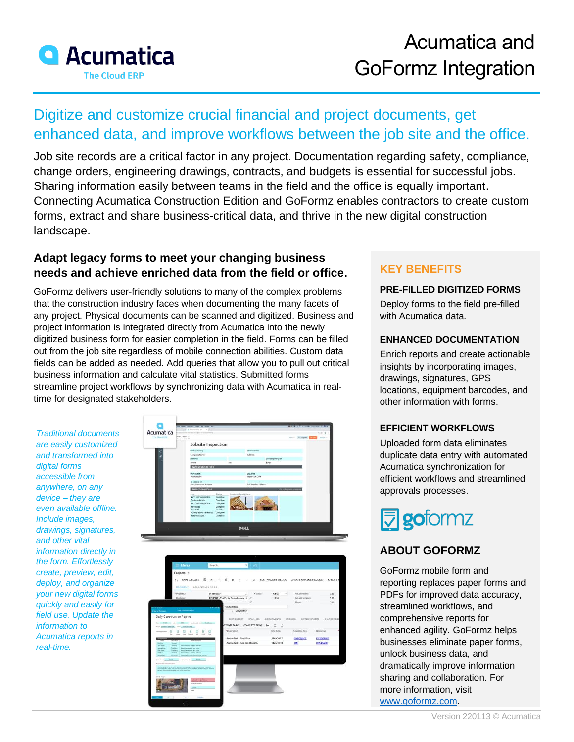# Acumatica and GoFormz Integration

## Digitize and customize crucial financial and project documents, get enhanced data, and improve workflows between the job site and the office.

Job site records are a critical factor in any project. Documentation regarding safety, compliance, change orders, engineering drawings, contracts, and budgets is essential for successful jobs. Sharing information easily between teams in the field and the office is equally important. Connecting Acumatica Construction Edition and GoFormz enables contractors to create custom forms, extract and share business-critical data, and thrive in the new digital construction landscape.

### Adapt legacy forms to meet your changing business needs and achieve enriched data from the field or office.

GoFormz delivers user-friendly solutions to many of the complex problems that the construction industry faces when documenting the many facets of any project. Physical documents can be scanned and digitized. Business and project information is integrated directly from Acumatica into the newly digitized business form for easier completion in the field. Forms can be filled out from the job site regardless of mobile connection abilities. Custom data fields can be added as needed. Add queries that allow you to pull out critical business information and calculate vital statistics. Submitted forms streamline project workflows by synchronizing data with Acumatica in real-time for designated stakeholders.

*Traditional documents are easily customized and transformed into digital forms accessible from anywhere, on any device – they are even available offline. Include images, drawings, signatures, and other vital information directly in the form. Effortlessly create, preview, edit, deploy, and organize your new digital forms quickly and easily for field use. Update the information to Acumatica reports in real-time.*

## KEY BENEFITS

### PRE-FILLED DIGITIZED FORMS

Deploy forms to the field pre-filled with Acumatica data.

### ENHANCED DOCUMENTATION

Enrich reports and create actionable insights by incorporating images, drawings, signatures, GPS locations, equipment barcodes, and other information with forms.

### EFFICIENT WORKFLOWS

Uploaded form data eliminates duplicate data entry with automated Acumatica synchronization for efficient workflows and streamlined approvals processes.

### ABOUT GOFORMZ

GoFormz mobile form and reporting replaces paper forms and PDFs for improved data accuracy, streamlined workflows, and comprehensive reports for enhanced agility. GoFormz helps businesses eliminate paper forms, unlock business data, and dramatically improve information sharing and collaboration. For more information, visit www.goformz.com.

Version 220113 © Acumatica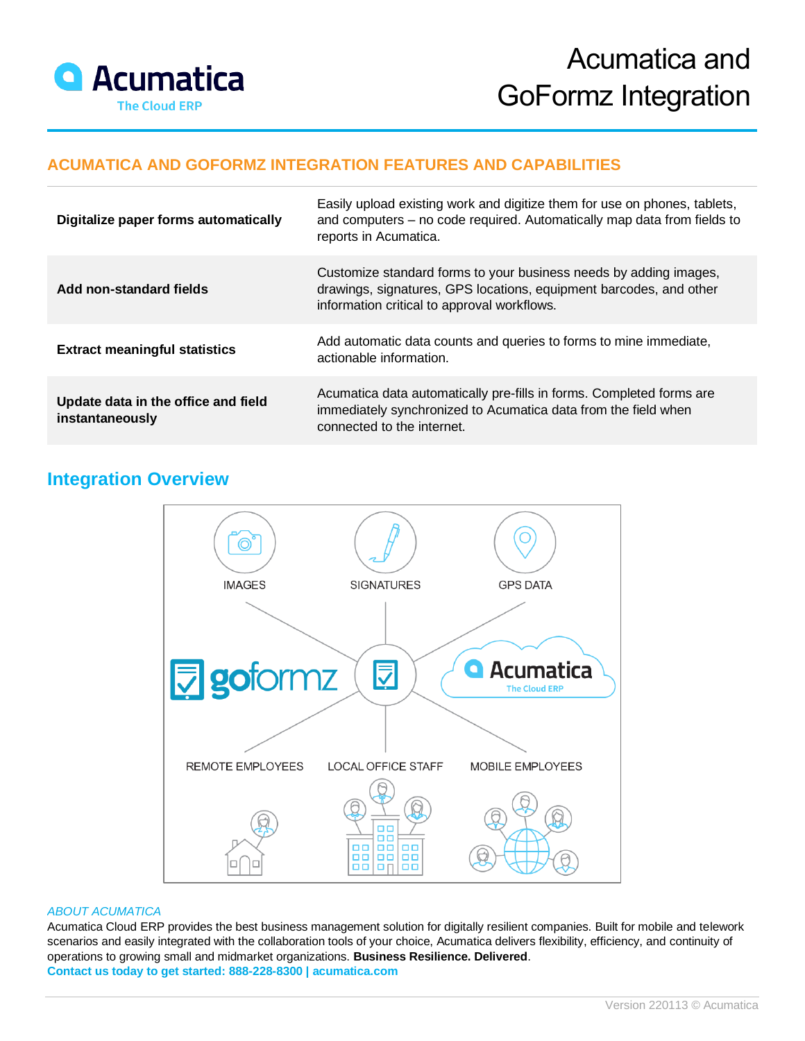# Acumatica and GoFormz Integration

## ACUMATICA AND GOFORMZ INTEGRATION FEATURES AND CAPABILITIES

| | |
|---|---|
| **Digitalize paper forms automatically** | Easily upload existing work and digitize them for use on phones, tablets, and computers – no code required. Automatically map data from fields to reports in Acumatica. |
| **Add non-standard fields** | Customize standard forms to your business needs by adding images, drawings, signatures, GPS locations, equipment barcodes, and other information critical to approval workflows. |
| **Extract meaningful statistics** | Add automatic data counts and queries to forms to mine immediate, actionable information. |
| **Update data in the office and field instantaneously** | Acumatica data automatically pre-fills in forms. Completed forms are immediately synchronized to Acumatica data from the field when connected to the internet. |

## Integration Overview

IMAGES

SIGNATURES

GPS DATA

goformz

Acumatica The Cloud ERP

REMOTE EMPLOYEES

LOCAL OFFICE STAFF

MOBILE EMPLOYEES

*ABOUT ACUMATICA*

Acumatica Cloud ERP provides the best business management solution for digitally resilient companies. Built for mobile and telework scenarios and easily integrated with the collaboration tools of your choice, Acumatica delivers flexibility, efficiency, and continuity of operations to growing small and midmarket organizations. **Business Resilience. Delivered**.

**Contact us today to get started: 888-228-8300 | acumatica.com**

Version 220113 © Acumatica